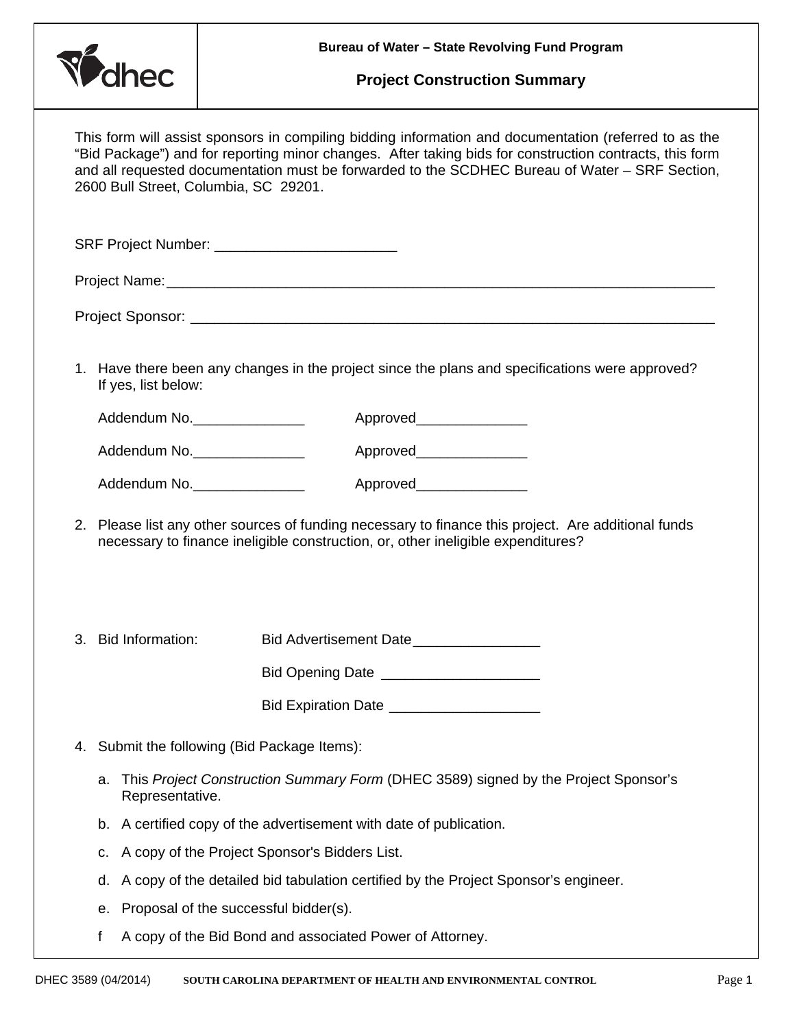dhec

**Bureau of Water – State Revolving Fund Program**

## Project Construction Summary

This form will assist sponsors in compiling bidding information and documentation (referred to as the "Bid Package") and for reporting minor changes. After taking bids for construction contracts, this form and all requested documentation must be forwarded to the SCDHEC Bureau of Water – SRF Section, 2600 Bull Street, Columbia, SC 29201.

SRF Project Number: ______________________

Project Name: ____________________________________________________________________

Project Sponsor: _________________________________________________________________

1. Have there been any changes in the project since the plans and specifications were approved? If yes, list below:

   Addendum No.______________ Approved______________

   Addendum No.______________ Approved______________

   Addendum No.______________ Approved______________

2. Please list any other sources of funding necessary to finance this project. Are additional funds necessary to finance ineligible construction, or, other ineligible expenditures?

3. Bid Information:

   Bid Advertisement Date________________

   Bid Opening Date ___________________

   Bid Expiration Date __________________

4. Submit the following (Bid Package Items):

   a. This *Project Construction Summary Form* (DHEC 3589) signed by the Project Sponsor's Representative.

   b. A certified copy of the advertisement with date of publication.

   c. A copy of the Project Sponsor's Bidders List.

   d. A copy of the detailed bid tabulation certified by the Project Sponsor's engineer.

   e. Proposal of the successful bidder(s).

   f A copy of the Bid Bond and associated Power of Attorney.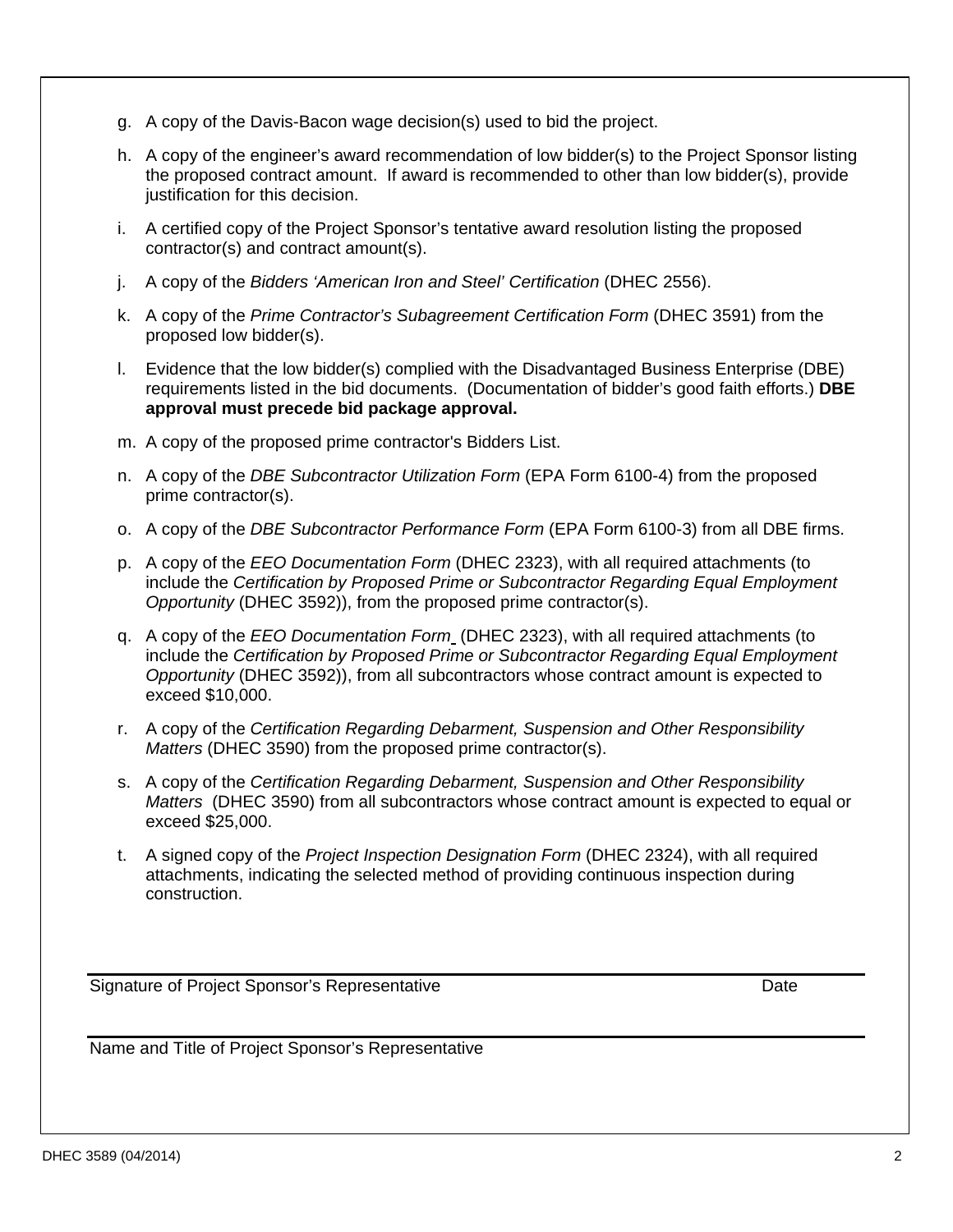g. A copy of the Davis-Bacon wage decision(s) used to bid the project.

h. A copy of the engineer's award recommendation of low bidder(s) to the Project Sponsor listing the proposed contract amount. If award is recommended to other than low bidder(s), provide justification for this decision.

i. A certified copy of the Project Sponsor's tentative award resolution listing the proposed contractor(s) and contract amount(s).

j. A copy of the *Bidders 'American Iron and Steel' Certification* (DHEC 2556).

k. A copy of the *Prime Contractor's Subagreement Certification Form* (DHEC 3591) from the proposed low bidder(s).

l. Evidence that the low bidder(s) complied with the Disadvantaged Business Enterprise (DBE) requirements listed in the bid documents. (Documentation of bidder's good faith efforts.) **DBE approval must precede bid package approval.**

m. A copy of the proposed prime contractor's Bidders List.

n. A copy of the *DBE Subcontractor Utilization Form* (EPA Form 6100-4) from the proposed prime contractor(s).

o. A copy of the *DBE Subcontractor Performance Form* (EPA Form 6100-3) from all DBE firms.

p. A copy of the *EEO Documentation Form* (DHEC 2323), with all required attachments (to include the *Certification by Proposed Prime or Subcontractor Regarding Equal Employment Opportunity* (DHEC 3592)), from the proposed prime contractor(s).

q. A copy of the *EEO Documentation Form* (DHEC 2323), with all required attachments (to include the *Certification by Proposed Prime or Subcontractor Regarding Equal Employment Opportunity* (DHEC 3592)), from all subcontractors whose contract amount is expected to exceed $10,000.

r. A copy of the *Certification Regarding Debarment, Suspension and Other Responsibility Matters* (DHEC 3590) from the proposed prime contractor(s).

s. A copy of the *Certification Regarding Debarment, Suspension and Other Responsibility Matters* (DHEC 3590) from all subcontractors whose contract amount is expected to equal or exceed $25,000.

t. A signed copy of the *Project Inspection Designation Form* (DHEC 2324), with all required attachments, indicating the selected method of providing continuous inspection during construction.

\_\_\_\_\_\_\_\_\_\_\_\_\_\_\_\_\_\_\_\_\_\_\_\_\_\_\_\_\_\_\_\_\_\_\_\_\_\_\_\_\_\_\_\_\_\_\_\_\_\_\_\_\_\_\_\_\_\_\_\_

Signature of Project Sponsor's Representative                    Date

\_\_\_\_\_\_\_\_\_\_\_\_\_\_\_\_\_\_\_\_\_\_\_\_\_\_\_\_\_\_\_\_\_\_\_\_\_\_\_\_\_\_\_\_\_\_\_\_\_\_\_\_\_\_\_\_\_\_\_\_

Name and Title of Project Sponsor's Representative

DHEC 3589 (04/2014)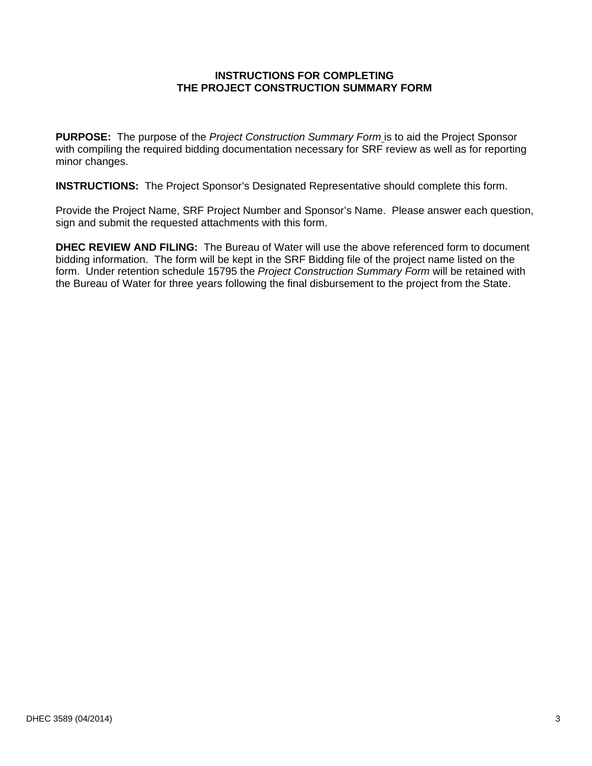# INSTRUCTIONS FOR COMPLETING THE PROJECT CONSTRUCTION SUMMARY FORM

**PURPOSE:** The purpose of the *Project Construction Summary Form* is to aid the Project Sponsor with compiling the required bidding documentation necessary for SRF review as well as for reporting minor changes.

**INSTRUCTIONS:** The Project Sponsor's Designated Representative should complete this form.

Provide the Project Name, SRF Project Number and Sponsor's Name. Please answer each question, sign and submit the requested attachments with this form.

**DHEC REVIEW AND FILING:** The Bureau of Water will use the above referenced form to document bidding information. The form will be kept in the SRF Bidding file of the project name listed on the form. Under retention schedule 15795 the *Project Construction Summary Form* will be retained with the Bureau of Water for three years following the final disbursement to the project from the State.

DHEC 3589 (04/2014)